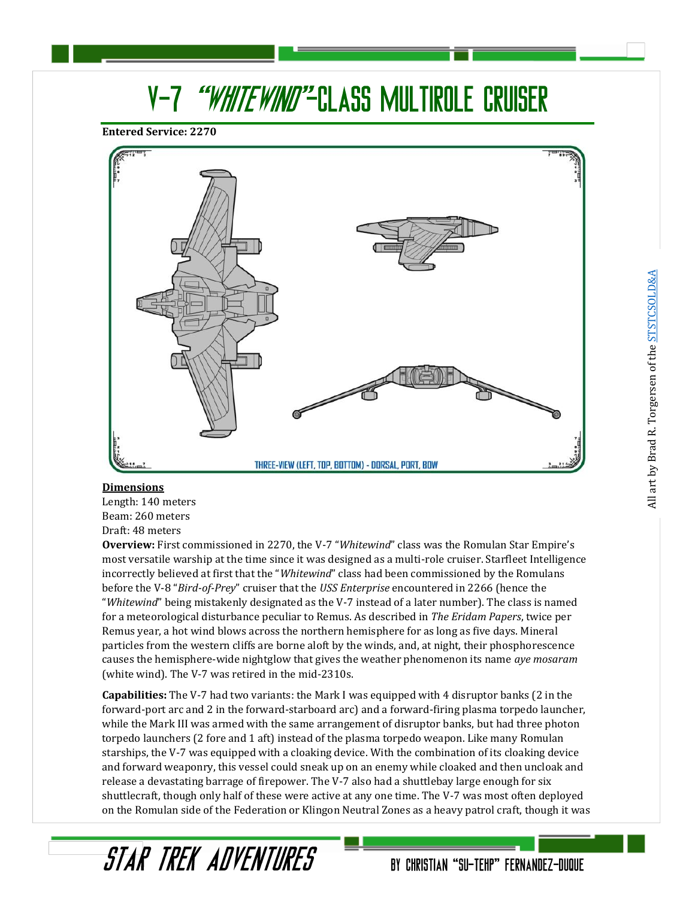# V-7 *"Whitewind"*-Class Multirole Cruiser

**Entered Service: 2270**

THREE-VIEW (LEFT, TOP, BOTTOM) - DORSAL, PORT, BOW

All art by Brad R. Torgersen of the STSTCSOLD&A

**Dimensions**

Length: 140 meters
Beam: 260 meters
Draft: 48 meters

**Overview:** First commissioned in 2270, the V-7 "*Whitewind*" class was the Romulan Star Empire's most versatile warship at the time since it was designed as a multi-role cruiser. Starfleet Intelligence incorrectly believed at first that the "*Whitewind*" class had been commissioned by the Romulans before the V-8 "*Bird-of-Prey*" cruiser that the *USS Enterprise* encountered in 2266 (hence the "*Whitewind*" being mistakenly designated as the V-7 instead of a later number). The class is named for a meteorological disturbance peculiar to Remus. As described in *The Eridam Papers*, twice per Remus year, a hot wind blows across the northern hemisphere for as long as five days. Mineral particles from the western cliffs are borne aloft by the winds, and, at night, their phosphorescence causes the hemisphere-wide nightglow that gives the weather phenomenon its name *aye mosaram* (white wind). The V-7 was retired in the mid-2310s.

**Capabilities:** The V-7 had two variants: the Mark I was equipped with 4 disruptor banks (2 in the forward-port arc and 2 in the forward-starboard arc) and a forward-firing plasma torpedo launcher, while the Mark III was armed with the same arrangement of disruptor banks, but had three photon torpedo launchers (2 fore and 1 aft) instead of the plasma torpedo weapon. Like many Romulan starships, the V-7 was equipped with a cloaking device. With the combination of its cloaking device and forward weaponry, this vessel could sneak up on an enemy while cloaked and then uncloak and release a devastating barrage of firepower. The V-7 also had a shuttlebay large enough for six shuttlecraft, though only half of these were active at any one time. The V-7 was most often deployed on the Romulan side of the Federation or Klingon Neutral Zones as a heavy patrol craft, though it was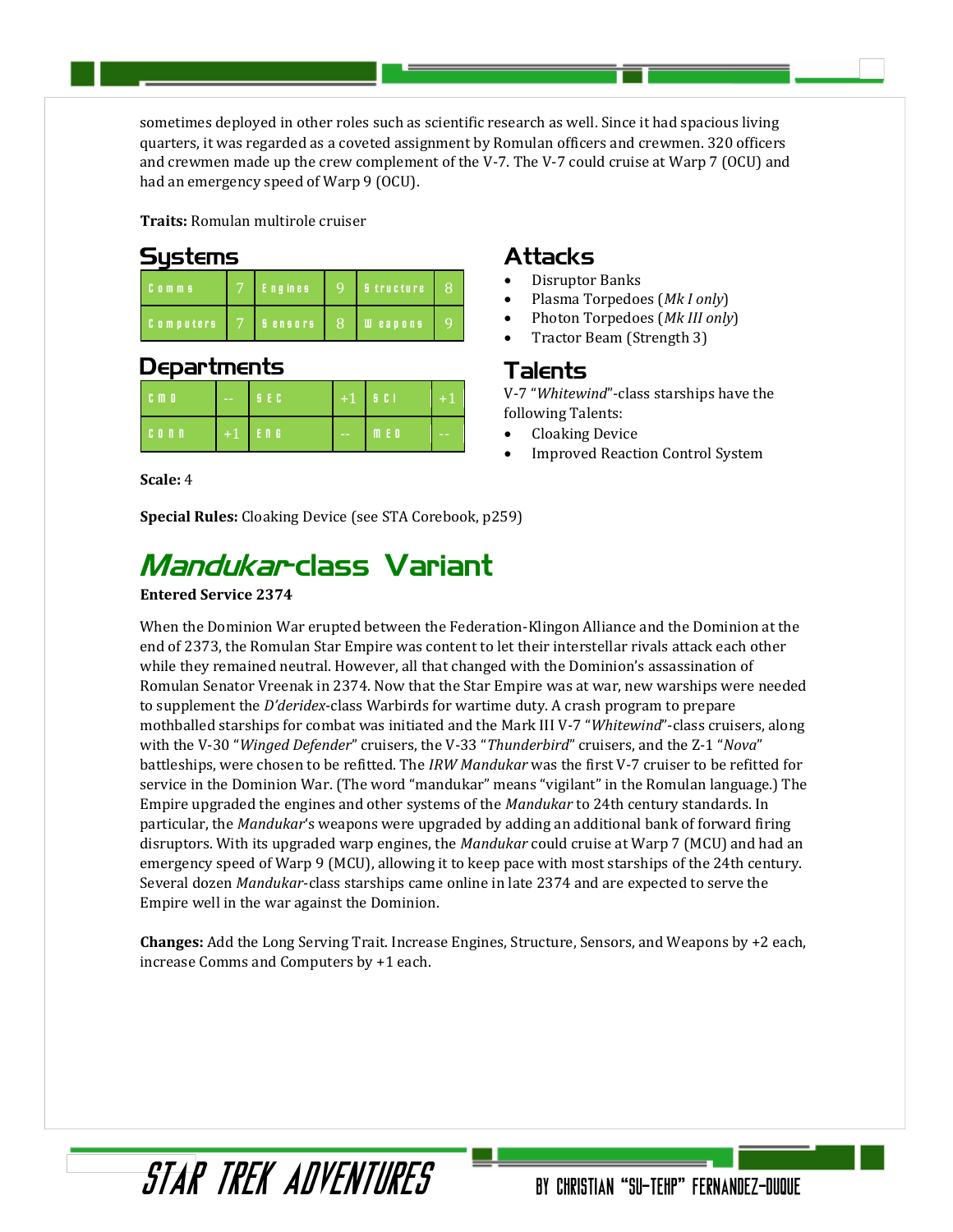sometimes deployed in other roles such as scientific research as well. Since it had spacious living quarters, it was regarded as a coveted assignment by Romulan officers and crewmen. 320 officers and crewmen made up the crew complement of the V-7. The V-7 could cruise at Warp 7 (OCU) and had an emergency speed of Warp 9 (OCU).

**Traits:** Romulan multirole cruiser

## Systems

| Comms | 7 | Engines | 9 | Structure | 8 |
|---|---|---|---|---|---|
| Computers | 7 | Sensors | 8 | Weapons | 9 |

## Departments

| CMD | -- | SEC | +1 | SCI | +1 |
|---|---|---|---|---|---|
| CONN | +1 | ENG | -- | MED | -- |

**Scale:** 4

## Attacks

- Disruptor Banks
- Plasma Torpedoes (*Mk I only*)
- Photon Torpedoes (*Mk III only*)
- Tractor Beam (Strength 3)

## Talents

V-7 "*Whitewind*"-class starships have the following Talents:

- Cloaking Device
- Improved Reaction Control System

**Special Rules:** Cloaking Device (see STA Corebook, p259)

# *Mandukar*-class Variant

**Entered Service 2374**

When the Dominion War erupted between the Federation-Klingon Alliance and the Dominion at the end of 2373, the Romulan Star Empire was content to let their interstellar rivals attack each other while they remained neutral. However, all that changed with the Dominion's assassination of Romulan Senator Vreenak in 2374. Now that the Star Empire was at war, new warships were needed to supplement the *D'deridex*-class Warbirds for wartime duty. A crash program to prepare mothballed starships for combat was initiated and the Mark III V-7 "*Whitewind*"-class cruisers, along with the V-30 "*Winged Defender*" cruisers, the V-33 "*Thunderbird*" cruisers, and the Z-1 "*Nova*" battleships, were chosen to be refitted. The *IRW Mandukar* was the first V-7 cruiser to be refitted for service in the Dominion War. (The word "mandukar" means "vigilant" in the Romulan language.) The Empire upgraded the engines and other systems of the *Mandukar* to 24th century standards. In particular, the *Mandukar*'s weapons were upgraded by adding an additional bank of forward firing disruptors. With its upgraded warp engines, the *Mandukar* could cruise at Warp 7 (MCU) and had an emergency speed of Warp 9 (MCU), allowing it to keep pace with most starships of the 24th century. Several dozen *Mandukar*-class starships came online in late 2374 and are expected to serve the Empire well in the war against the Dominion.

**Changes:** Add the Long Serving Trait. Increase Engines, Structure, Sensors, and Weapons by +2 each, increase Comms and Computers by +1 each.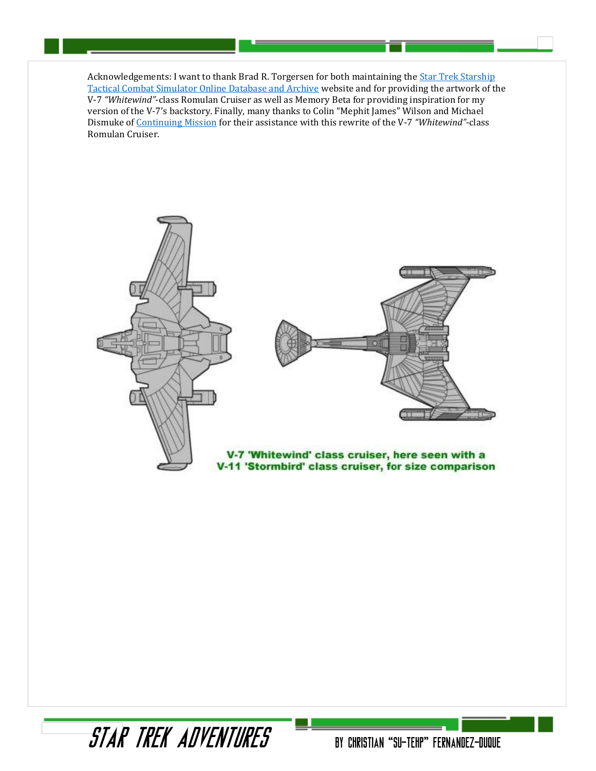Acknowledgements: I want to thank Brad R. Torgersen for both maintaining the Star Trek Starship Tactical Combat Simulator Online Database and Archive website and for providing the artwork of the V-7 *"Whitewind"*-class Romulan Cruiser as well as Memory Beta for providing inspiration for my version of the V-7's backstory. Finally, many thanks to Colin "Mephit James" Wilson and Michael Dismuke of Continuing Mission for their assistance with this rewrite of the V-7 *"Whitewind"*-class Romulan Cruiser.

V-7 'Whitewind' class cruiser, here seen with a V-11 'Stormbird' class cruiser, for size comparison